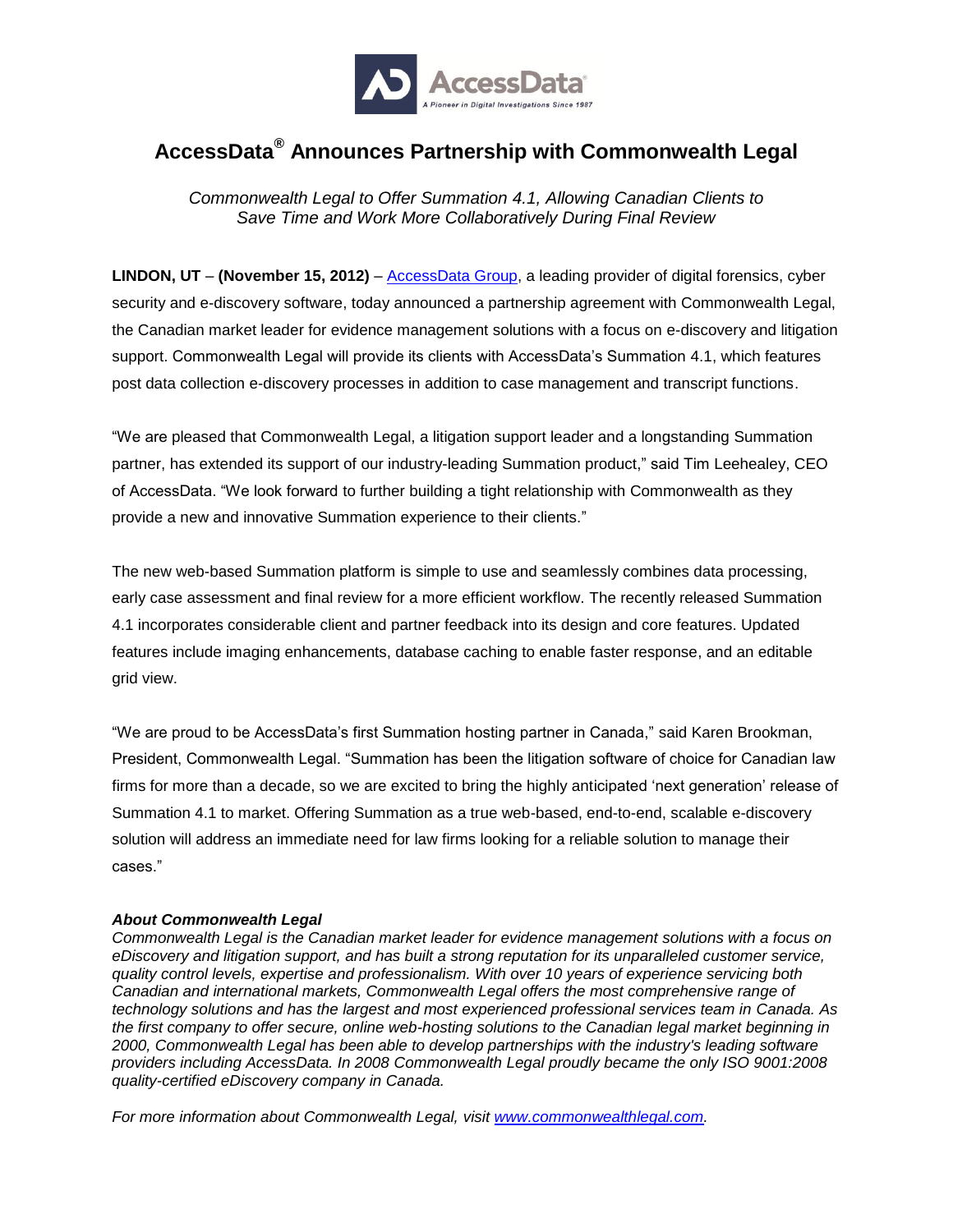# AccessData® Announces Partnership with Commonwealth Legal

*Commonwealth Legal to Offer Summation 4.1, Allowing Canadian Clients to Save Time and Work More Collaboratively During Final Review*

**LINDON, UT** – **(November 15, 2012)** – [AccessData Group](), a leading provider of digital forensics, cyber security and e-discovery software, today announced a partnership agreement with Commonwealth Legal, the Canadian market leader for evidence management solutions with a focus on e-discovery and litigation support. Commonwealth Legal will provide its clients with AccessData's Summation 4.1, which features post data collection e-discovery processes in addition to case management and transcript functions.

"We are pleased that Commonwealth Legal, a litigation support leader and a longstanding Summation partner, has extended its support of our industry-leading Summation product," said Tim Leehealey, CEO of AccessData. "We look forward to further building a tight relationship with Commonwealth as they provide a new and innovative Summation experience to their clients."

The new web-based Summation platform is simple to use and seamlessly combines data processing, early case assessment and final review for a more efficient workflow. The recently released Summation 4.1 incorporates considerable client and partner feedback into its design and core features. Updated features include imaging enhancements, database caching to enable faster response, and an editable grid view.

"We are proud to be AccessData's first Summation hosting partner in Canada," said Karen Brookman, President, Commonwealth Legal. "Summation has been the litigation software of choice for Canadian law firms for more than a decade, so we are excited to bring the highly anticipated 'next generation' release of Summation 4.1 to market. Offering Summation as a true web-based, end-to-end, scalable e-discovery solution will address an immediate need for law firms looking for a reliable solution to manage their cases."

***About Commonwealth Legal***

*Commonwealth Legal is the Canadian market leader for evidence management solutions with a focus on eDiscovery and litigation support, and has built a strong reputation for its unparalleled customer service, quality control levels, expertise and professionalism. With over 10 years of experience servicing both Canadian and international markets, Commonwealth Legal offers the most comprehensive range of technology solutions and has the largest and most experienced professional services team in Canada. As the first company to offer secure, online web-hosting solutions to the Canadian legal market beginning in 2000, Commonwealth Legal has been able to develop partnerships with the industry's leading software providers including AccessData. In 2008 Commonwealth Legal proudly became the only ISO 9001:2008 quality-certified eDiscovery company in Canada.*

*For more information about Commonwealth Legal, visit [www.commonwealthlegal.com]().*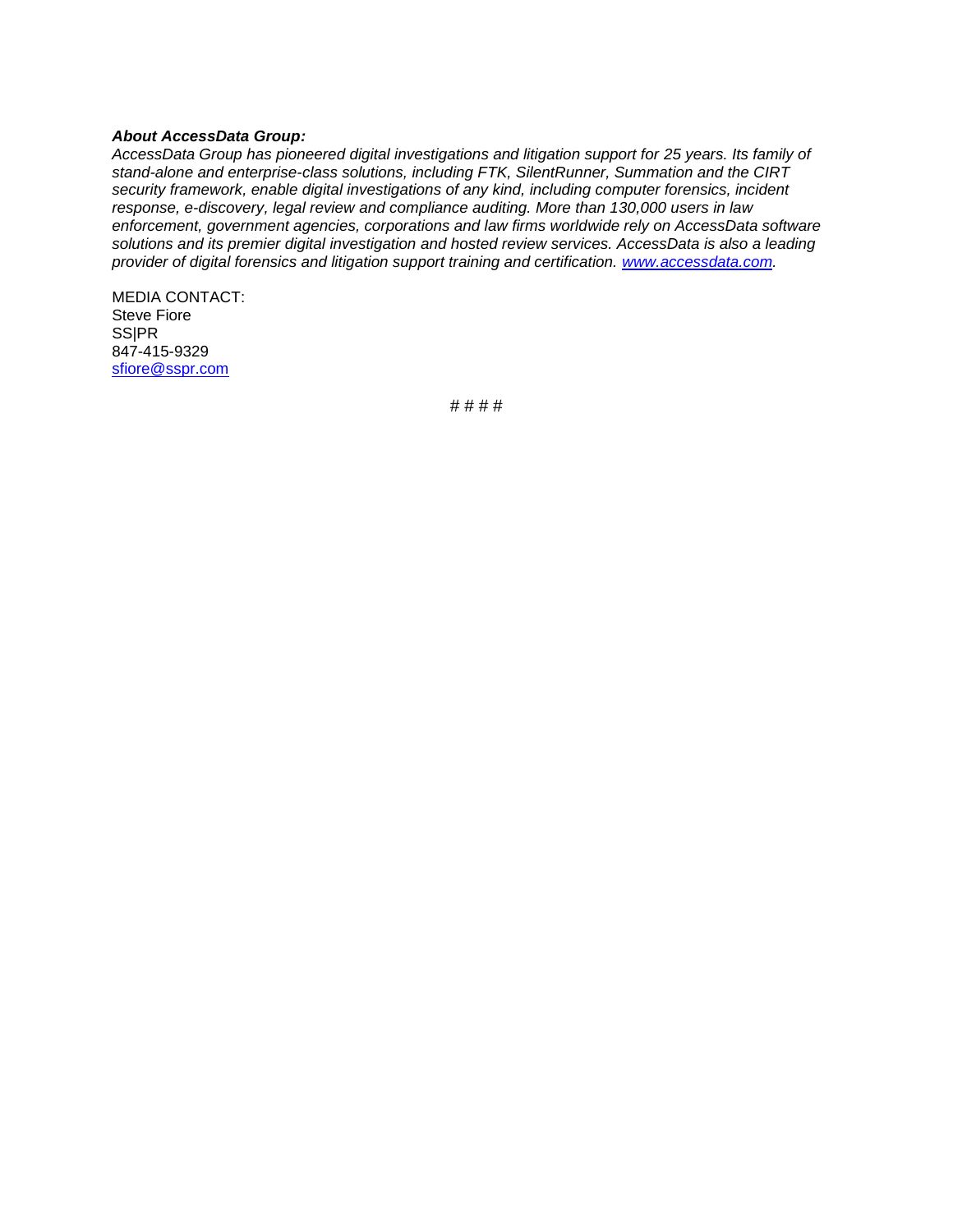***About AccessData Group:***

*AccessData Group has pioneered digital investigations and litigation support for 25 years. Its family of stand-alone and enterprise-class solutions, including FTK, SilentRunner, Summation and the CIRT security framework, enable digital investigations of any kind, including computer forensics, incident response, e-discovery, legal review and compliance auditing. More than 130,000 users in law enforcement, government agencies, corporations and law firms worldwide rely on AccessData software solutions and its premier digital investigation and hosted review services. AccessData is also a leading provider of digital forensics and litigation support training and certification. [www.accessdata.com](http://www.accessdata.com).*

MEDIA CONTACT:
Steve Fiore
SS|PR
847-415-9329
[sfiore@sspr.com](mailto:sfiore@sspr.com)

# # # #